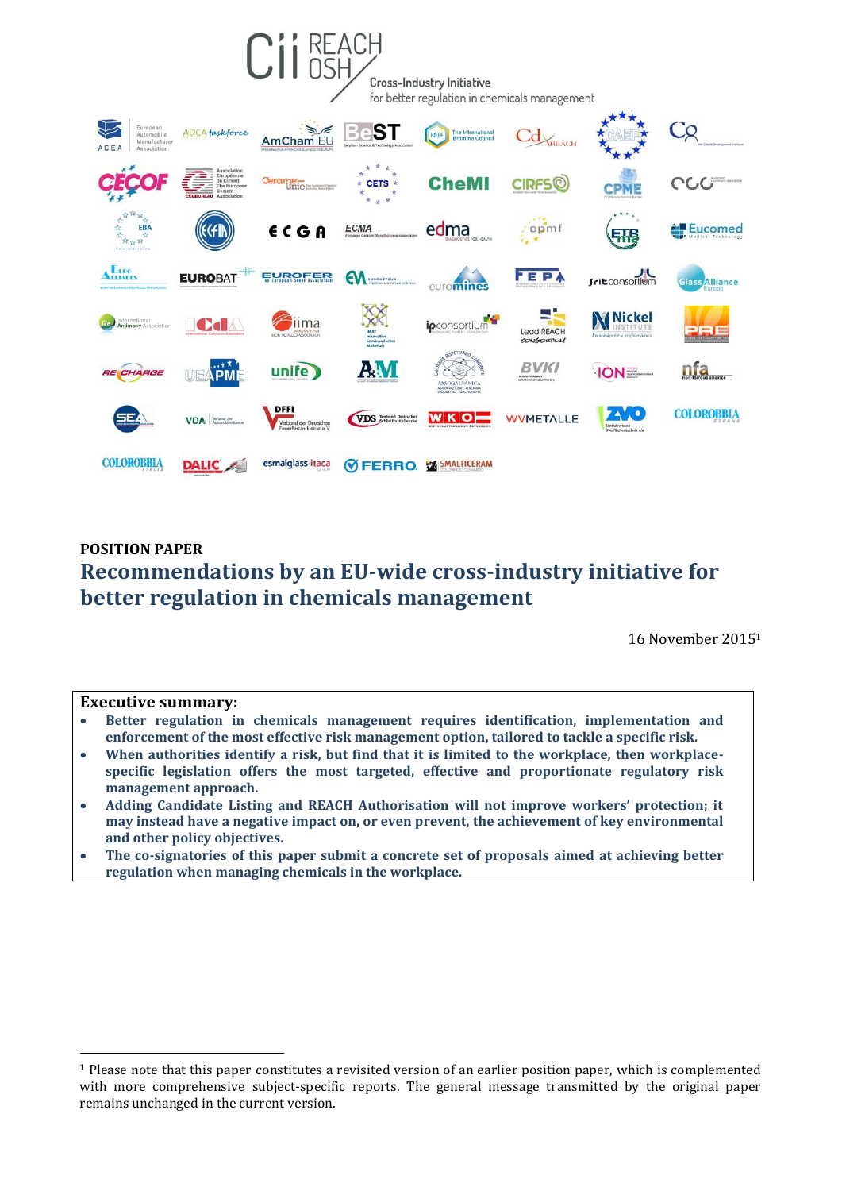Cii REACH OSH

Cross-Industry Initiative
for better regulation in chemicals management

**POSITION PAPER**

# Recommendations by an EU-wide cross-industry initiative for better regulation in chemicals management

16 November 2015[1]

**Executive summary:**

- **Better regulation in chemicals management requires identification, implementation and enforcement of the most effective risk management option, tailored to tackle a specific risk.**
- **When authorities identify a risk, but find that it is limited to the workplace, then workplace-specific legislation offers the most targeted, effective and proportionate regulatory risk management approach.**
- **Adding Candidate Listing and REACH Authorisation will not improve workers' protection; it may instead have a negative impact on, or even prevent, the achievement of key environmental and other policy objectives.**
- **The co-signatories of this paper submit a concrete set of proposals aimed at achieving better regulation when managing chemicals in the workplace.**

[1] Please note that this paper constitutes a revisited version of an earlier position paper, which is complemented with more comprehensive subject-specific reports. The general message transmitted by the original paper remains unchanged in the current version.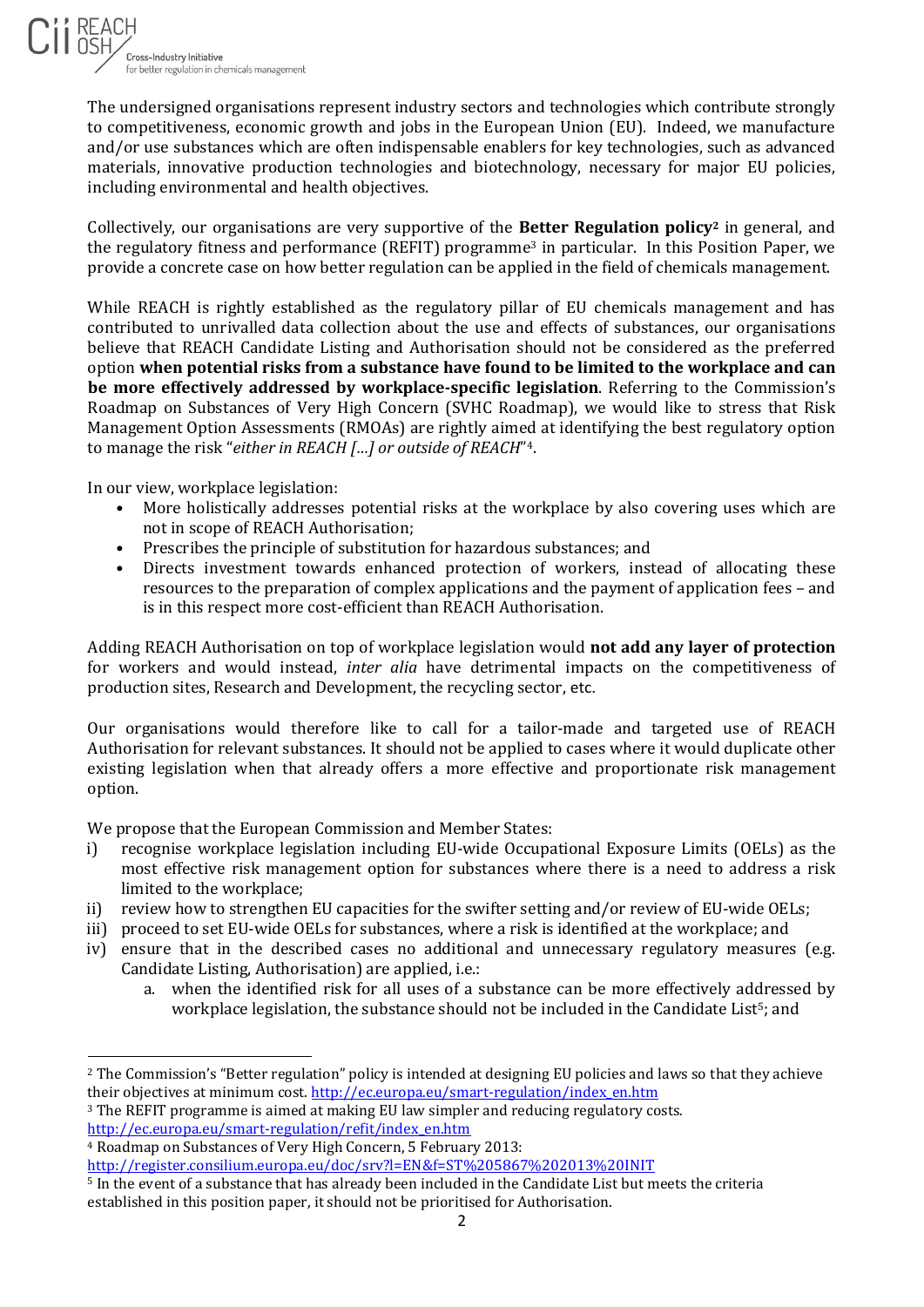The undersigned organisations represent industry sectors and technologies which contribute strongly to competitiveness, economic growth and jobs in the European Union (EU). Indeed, we manufacture and/or use substances which are often indispensable enablers for key technologies, such as advanced materials, innovative production technologies and biotechnology, necessary for major EU policies, including environmental and health objectives.

Collectively, our organisations are very supportive of the **Better Regulation policy**[2] in general, and the regulatory fitness and performance (REFIT) programme[3] in particular. In this Position Paper, we provide a concrete case on how better regulation can be applied in the field of chemicals management.

While REACH is rightly established as the regulatory pillar of EU chemicals management and has contributed to unrivalled data collection about the use and effects of substances, our organisations believe that REACH Candidate Listing and Authorisation should not be considered as the preferred option **when potential risks from a substance have found to be limited to the workplace and can be more effectively addressed by workplace-specific legislation**. Referring to the Commission's Roadmap on Substances of Very High Concern (SVHC Roadmap), we would like to stress that Risk Management Option Assessments (RMOAs) are rightly aimed at identifying the best regulatory option to manage the risk "*either in REACH […] or outside of REACH*"[4].

In our view, workplace legislation:

- More holistically addresses potential risks at the workplace by also covering uses which are not in scope of REACH Authorisation;
- Prescribes the principle of substitution for hazardous substances; and
- Directs investment towards enhanced protection of workers, instead of allocating these resources to the preparation of complex applications and the payment of application fees – and is in this respect more cost-efficient than REACH Authorisation.

Adding REACH Authorisation on top of workplace legislation would **not add any layer of protection** for workers and would instead, *inter alia* have detrimental impacts on the competitiveness of production sites, Research and Development, the recycling sector, etc.

Our organisations would therefore like to call for a tailor-made and targeted use of REACH Authorisation for relevant substances. It should not be applied to cases where it would duplicate other existing legislation when that already offers a more effective and proportionate risk management option.

We propose that the European Commission and Member States:

i) recognise workplace legislation including EU-wide Occupational Exposure Limits (OELs) as the most effective risk management option for substances where there is a need to address a risk limited to the workplace;
ii) review how to strengthen EU capacities for the swifter setting and/or review of EU-wide OELs;
iii) proceed to set EU-wide OELs for substances, where a risk is identified at the workplace; and
iv) ensure that in the described cases no additional and unnecessary regulatory measures (e.g. Candidate Listing, Authorisation) are applied, i.e.:
    a. when the identified risk for all uses of a substance can be more effectively addressed by workplace legislation, the substance should not be included in the Candidate List[5]; and

---

[2] The Commission's "Better regulation" policy is intended at designing EU policies and laws so that they achieve their objectives at minimum cost. http://ec.europa.eu/smart-regulation/index_en.htm

[3] The REFIT programme is aimed at making EU law simpler and reducing regulatory costs. http://ec.europa.eu/smart-regulation/refit/index_en.htm

[4] Roadmap on Substances of Very High Concern, 5 February 2013: http://register.consilium.europa.eu/doc/srv?l=EN&f=ST%205867%202013%20INIT

[5] In the event of a substance that has already been included in the Candidate List but meets the criteria established in this position paper, it should not be prioritised for Authorisation.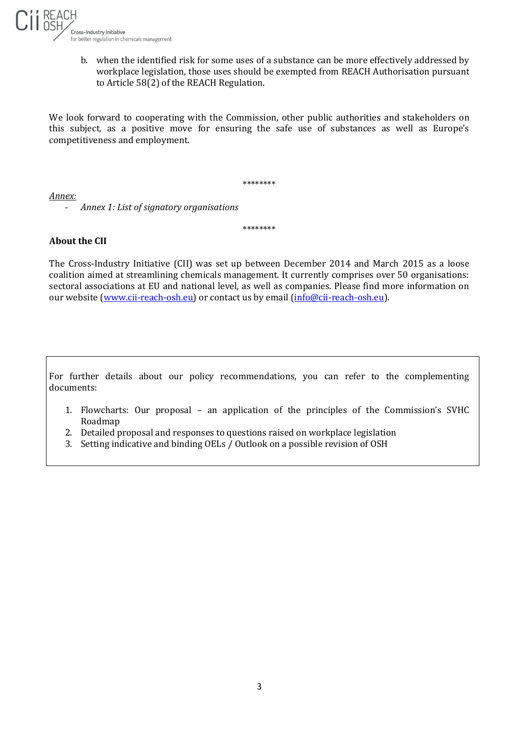b. when the identified risk for some uses of a substance can be more effectively addressed by workplace legislation, those uses should be exempted from REACH Authorisation pursuant to Article 58(2) of the REACH Regulation.

We look forward to cooperating with the Commission, other public authorities and stakeholders on this subject, as a positive move for ensuring the safe use of substances as well as Europe's competitiveness and employment.

********

*Annex:*

- *Annex 1: List of signatory organisations*

********

**About the CII**

The Cross-Industry Initiative (CII) was set up between December 2014 and March 2015 as a loose coalition aimed at streamlining chemicals management. It currently comprises over 50 organisations: sectoral associations at EU and national level, as well as companies. Please find more information on our website (www.cii-reach-osh.eu) or contact us by email (info@cii-reach-osh.eu).

For further details about our policy recommendations, you can refer to the complementing documents:

1. Flowcharts: Our proposal – an application of the principles of the Commission's SVHC Roadmap
2. Detailed proposal and responses to questions raised on workplace legislation
3. Setting indicative and binding OELs / Outlook on a possible revision of OSH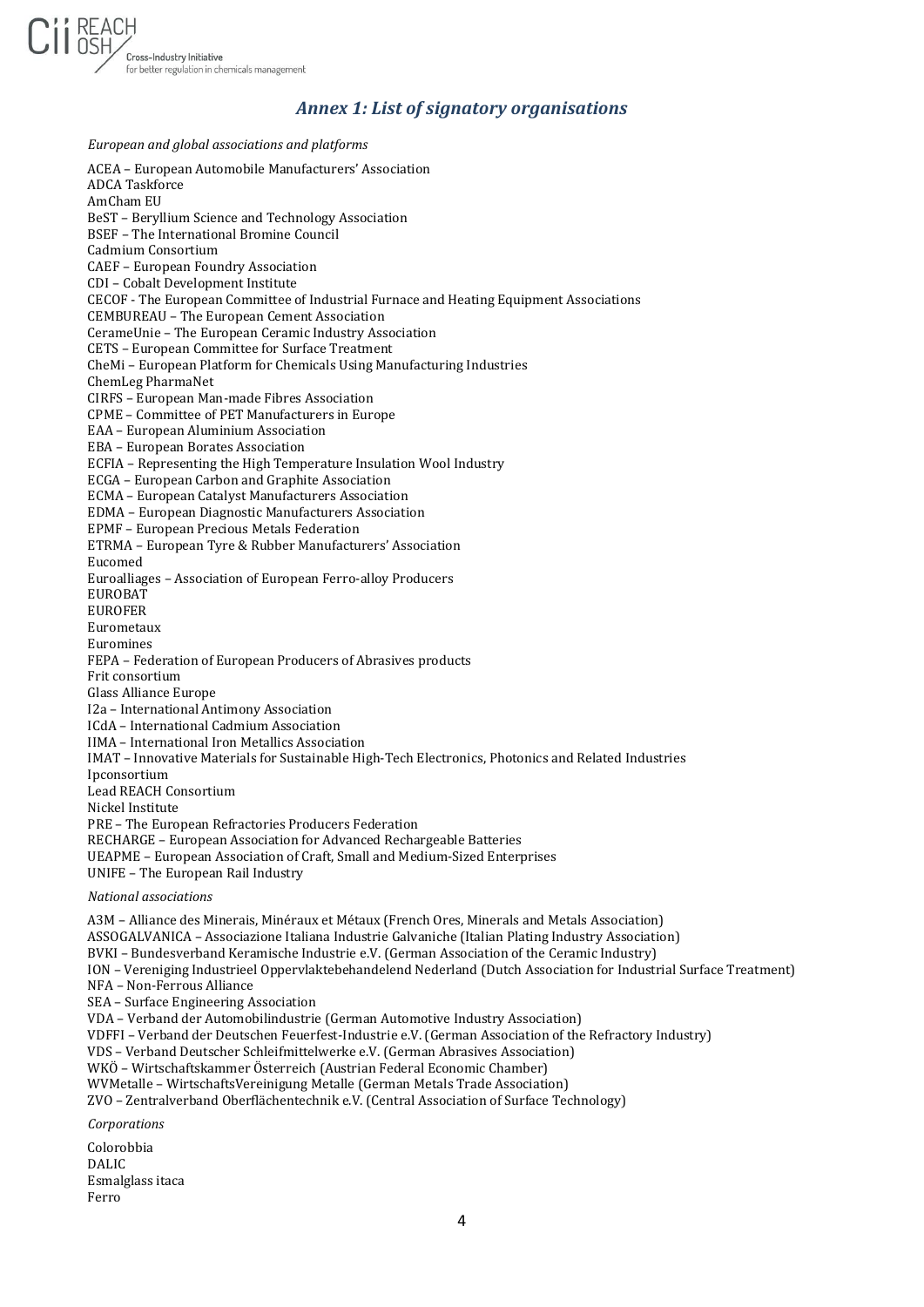## *Annex 1: List of signatory organisations*

*European and global associations and platforms*

ACEA – European Automobile Manufacturers' Association
ADCA Taskforce
AmCham EU
BeST – Beryllium Science and Technology Association
BSEF – The International Bromine Council
Cadmium Consortium
CAEF – European Foundry Association
CDI – Cobalt Development Institute
CECOF - The European Committee of Industrial Furnace and Heating Equipment Associations
CEMBUREAU – The European Cement Association
CerameUnie – The European Ceramic Industry Association
CETS – European Committee for Surface Treatment
CheMi – European Platform for Chemicals Using Manufacturing Industries
ChemLeg PharmaNet
CIRFS – European Man-made Fibres Association
CPME – Committee of PET Manufacturers in Europe
EAA – European Aluminium Association
EBA – European Borates Association
ECFIA – Representing the High Temperature Insulation Wool Industry
ECGA – European Carbon and Graphite Association
ECMA – European Catalyst Manufacturers Association
EDMA – European Diagnostic Manufacturers Association
EPMF – European Precious Metals Federation
ETRMA – European Tyre & Rubber Manufacturers' Association
Eucomed
Euroalliages – Association of European Ferro-alloy Producers
EUROBAT
EUROFER
Eurometaux
Euromines
FEPA – Federation of European Producers of Abrasives products
Frit consortium
Glass Alliance Europe
I2a – International Antimony Association
ICdA – International Cadmium Association
IIMA – International Iron Metallics Association
IMAT – Innovative Materials for Sustainable High-Tech Electronics, Photonics and Related Industries
Ipconsortium
Lead REACH Consortium
Nickel Institute
PRE – The European Refractories Producers Federation
RECHARGE – European Association for Advanced Rechargeable Batteries
UEAPME – European Association of Craft, Small and Medium-Sized Enterprises
UNIFE – The European Rail Industry

*National associations*

A3M – Alliance des Minerais, Minéraux et Métaux (French Ores, Minerals and Metals Association)
ASSOGALVANICA – Associazione Italiana Industrie Galvaniche (Italian Plating Industry Association)
BVKI – Bundesverband Keramische Industrie e.V. (German Association of the Ceramic Industry)
ION – Vereniging Industrieel Oppervlaktebehandelend Nederland (Dutch Association for Industrial Surface Treatment)
NFA – Non-Ferrous Alliance
SEA – Surface Engineering Association
VDA – Verband der Automobilindustrie (German Automotive Industry Association)
VDFFI – Verband der Deutschen Feuerfest-Industrie e.V. (German Association of the Refractory Industry)
VDS – Verband Deutscher Schleifmittelwerke e.V. (German Abrasives Association)
WKÖ – Wirtschaftskammer Österreich (Austrian Federal Economic Chamber)
WVMetalle – WirtschaftsVereinigung Metalle (German Metals Trade Association)
ZVO – Zentralverband Oberflächentechnik e.V. (Central Association of Surface Technology)

*Corporations*

Colorobbia
DALIC
Esmalglass itaca
Ferro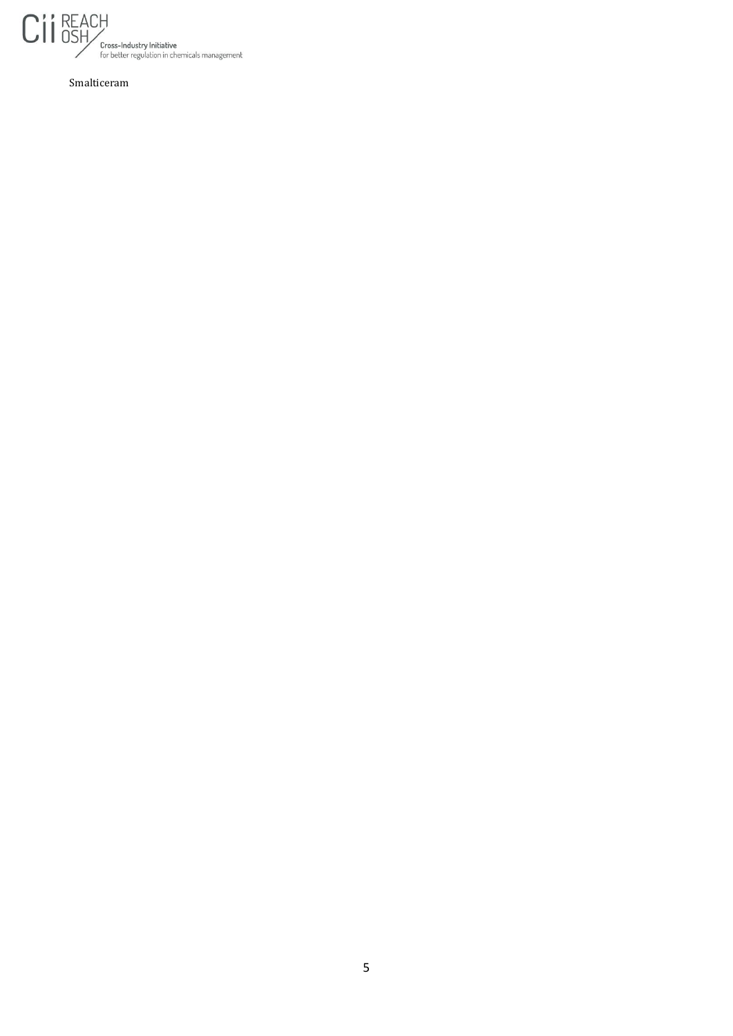Smalticeram